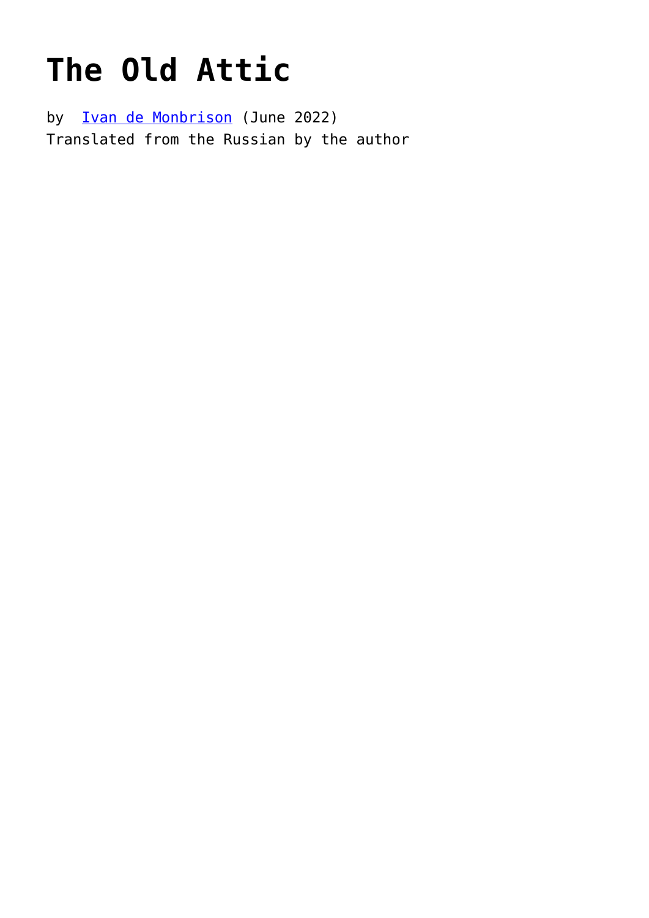# The Old Attic

by [Ivan de Monbrison](Ivan de Monbrison) (June 2022)
Translated from the Russian by the author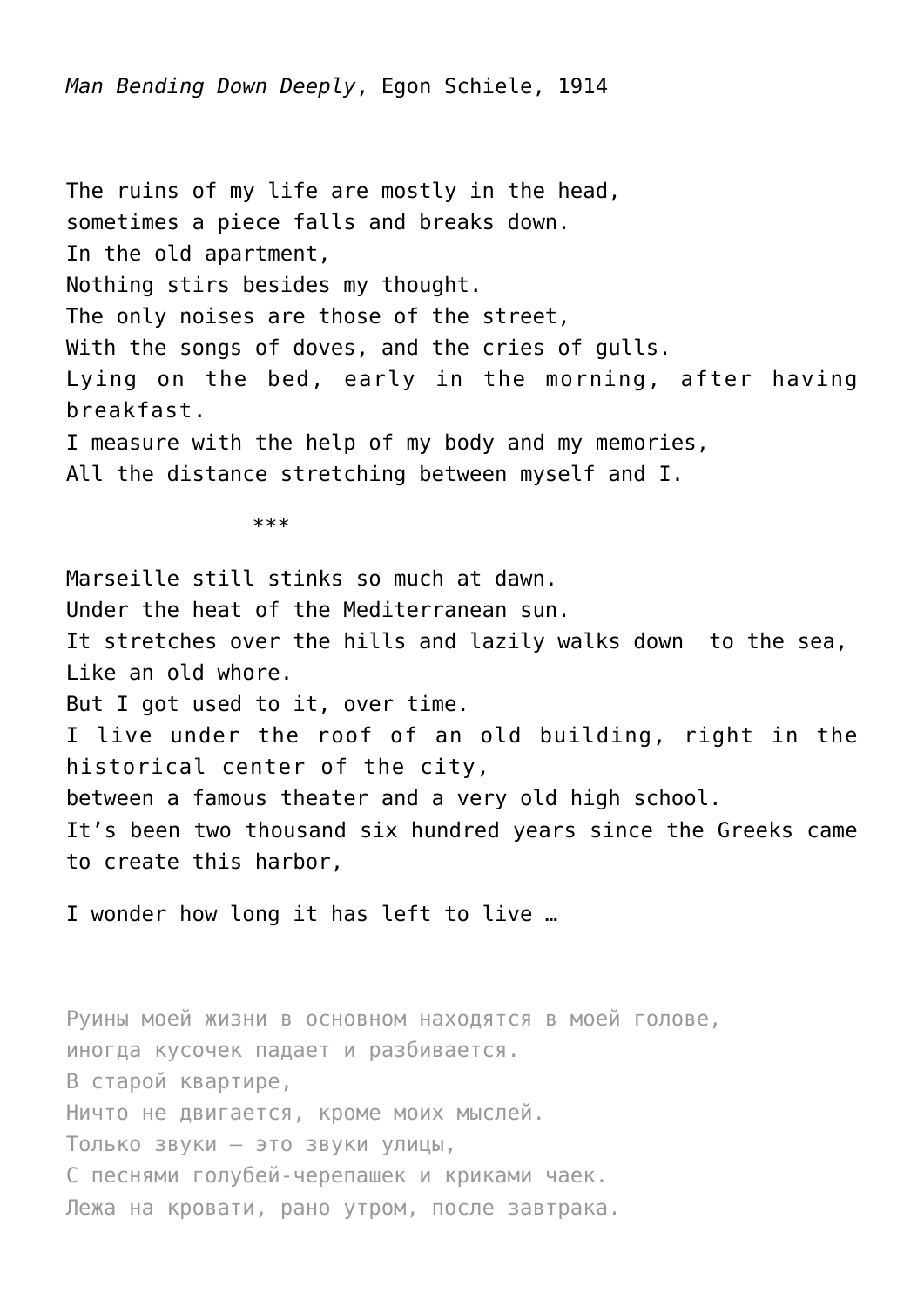*Man Bending Down Deeply*, Egon Schiele, 1914

The ruins of my life are mostly in the head,
sometimes a piece falls and breaks down.
In the old apartment,
Nothing stirs besides my thought.
The only noises are those of the street,
With the songs of doves, and the cries of gulls.
Lying on the bed, early in the morning, after having breakfast.
I measure with the help of my body and my memories,
All the distance stretching between myself and I.

***

Marseille still stinks so much at dawn.
Under the heat of the Mediterranean sun.
It stretches over the hills and lazily walks down to the sea,
Like an old whore.
But I got used to it, over time.
I live under the roof of an old building, right in the historical center of the city,
between a famous theater and a very old high school.
It’s been two thousand six hundred years since the Greeks came to create this harbor,

I wonder how long it has left to live …

Руины моей жизни в основном находятся в моей голове,
иногда кусочек падает и разбивается.
В старой квартире,
Ничто не двигается, кроме моих мыслей.
Только звуки – это звуки улицы,
С песнями голубей-черепашек и криками чаек.
Лежа на кровати, рано утром, после завтрака.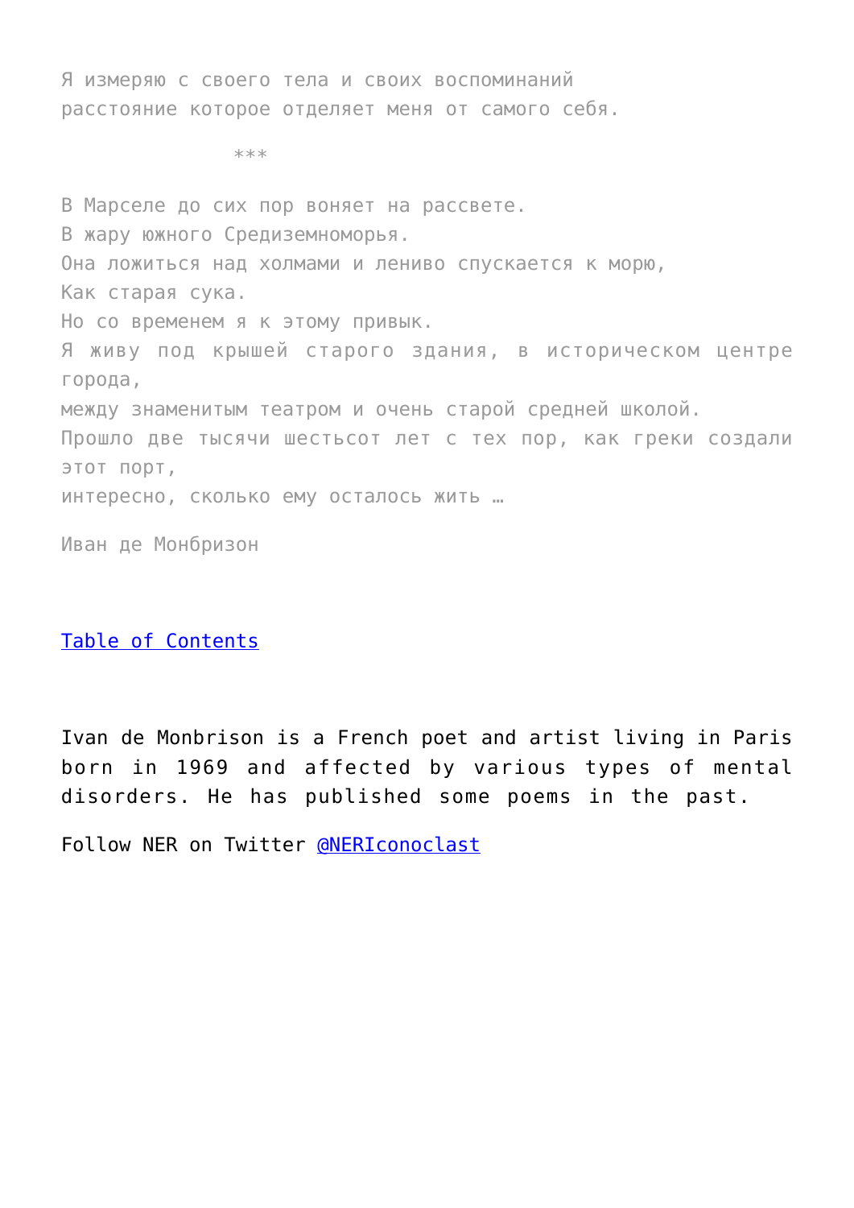Я измеряю с своего тела и своих воспоминаний
расстояние которое отделяет меня от самого себя.

\*\*\*

В Марселе до сих пор воняет на рассвете.
В жару южного Средиземноморья.
Она ложиться над холмами и лениво спускается к морю,
Как старая сука.
Но со временем я к этому привык.
Я живу под крышей старого здания, в историческом центре города,
между знаменитым театром и очень старой средней школой.
Прошло две тысячи шестьсот лет с тех пор, как греки создали этот порт,
интересно, сколько ему осталось жить …

Иван де Монбризон

Table of Contents

Ivan de Monbrison is a French poet and artist living in Paris born in 1969 and affected by various types of mental disorders. He has published some poems in the past.

Follow NER on Twitter @NERIconoclast